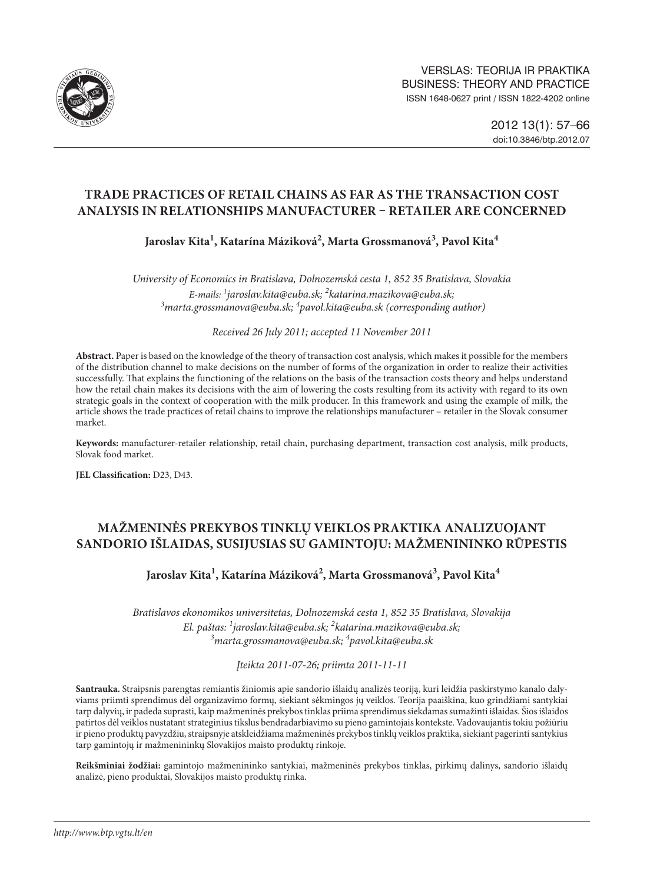VERSLAS: TEORIJA IR PRAKTIKA
BUSINESS: THEORY AND PRACTICE
ISSN 1648-0627 print / ISSN 1822-4202 online

2012 13(1): 57–66
doi:10.3846/btp.2012.07

# TRADE PRACTICES OF RETAIL CHAINS AS FAR AS THE TRANSACTION COST ANALYSIS IN RELATIONSHIPS MANUFACTURER – RETAILER ARE CONCERNED

**Jaroslav Kita[1], Katarína Máziková[2], Marta Grossmanová[3], Pavol Kita[4]**

*University of Economics in Bratislava, Dolnozemská cesta 1, 852 35 Bratislava, Slovakia*
*E-mails: [1]jaroslav.kita@euba.sk; [2]katarina.mazikova@euba.sk; [3]marta.grossmanova@euba.sk; [4]pavol.kita@euba.sk (corresponding author)*

*Received 26 July 2011; accepted 11 November 2011*

**Abstract.** Paper is based on the knowledge of the theory of transaction cost analysis, which makes it possible for the members of the distribution channel to make decisions on the number of forms of the organization in order to realize their activities successfully. That explains the functioning of the relations on the basis of the transaction costs theory and helps understand how the retail chain makes its decisions with the aim of lowering the costs resulting from its activity with regard to its own strategic goals in the context of cooperation with the milk producer. In this framework and using the example of milk, the article shows the trade practices of retail chains to improve the relationships manufacturer – retailer in the Slovak consumer market.

**Keywords:** manufacturer-retailer relationship, retail chain, purchasing department, transaction cost analysis, milk products, Slovak food market.

**JEL Classification:** D23, D43.

# MAŽMENINĖS PREKYBOS TINKLŲ VEIKLOS PRAKTIKA ANALIZUOJANT SANDORIO IŠLAIDAS, SUSIJUSIAS SU GAMINTOJU: MAŽMENININKO RŪPESTIS

**Jaroslav Kita[1], Katarína Máziková[2], Marta Grossmanová[3], Pavol Kita[4]**

*Bratislavos ekonomikos universitetas, Dolnozemská cesta 1, 852 35 Bratislava, Slovakija*
*El. paštas: [1]jaroslav.kita@euba.sk; [2]katarina.mazikova@euba.sk; [3]marta.grossmanova@euba.sk; [4]pavol.kita@euba.sk*

*Įteikta 2011-07-26; priimta 2011-11-11*

**Santrauka.** Straipsnis parengtas remiantis žiniomis apie sandorio išlaidų analizės teoriją, kuri leidžia paskirstymo kanalo dalyviams priimti sprendimus dėl organizavimo formų, siekiant sėkmingos jų veiklos. Teorija paaiškina, kuo grindžiami santykiai tarp dalyvių, ir padeda suprasti, kaip mažmeninės prekybos tinklas priima sprendimus siekdamas sumažinti išlaidas. Šios išlaidos patirtos dėl veiklos nustatant strateginius tikslus bendradarbiavimo su pieno gamintojais kontekste. Vadovaujantis tokiu požiūriu ir pieno produktų pavyzdžiu, straipsnyje atskleidžiama mažmeninės prekybos tinklų veiklos praktika, siekiant pagerinti santykius tarp gamintojų ir mažmenininkų Slovakijos maisto produktų rinkoje.

**Reikšminiai žodžiai:** gamintojo mažmenininko santykiai, mažmeninės prekybos tinklas, pirkimų dalinys, sandorio išlaidų analizė, pieno produktai, Slovakijos maisto produktų rinka.

http://www.btp.vgtu.lt/en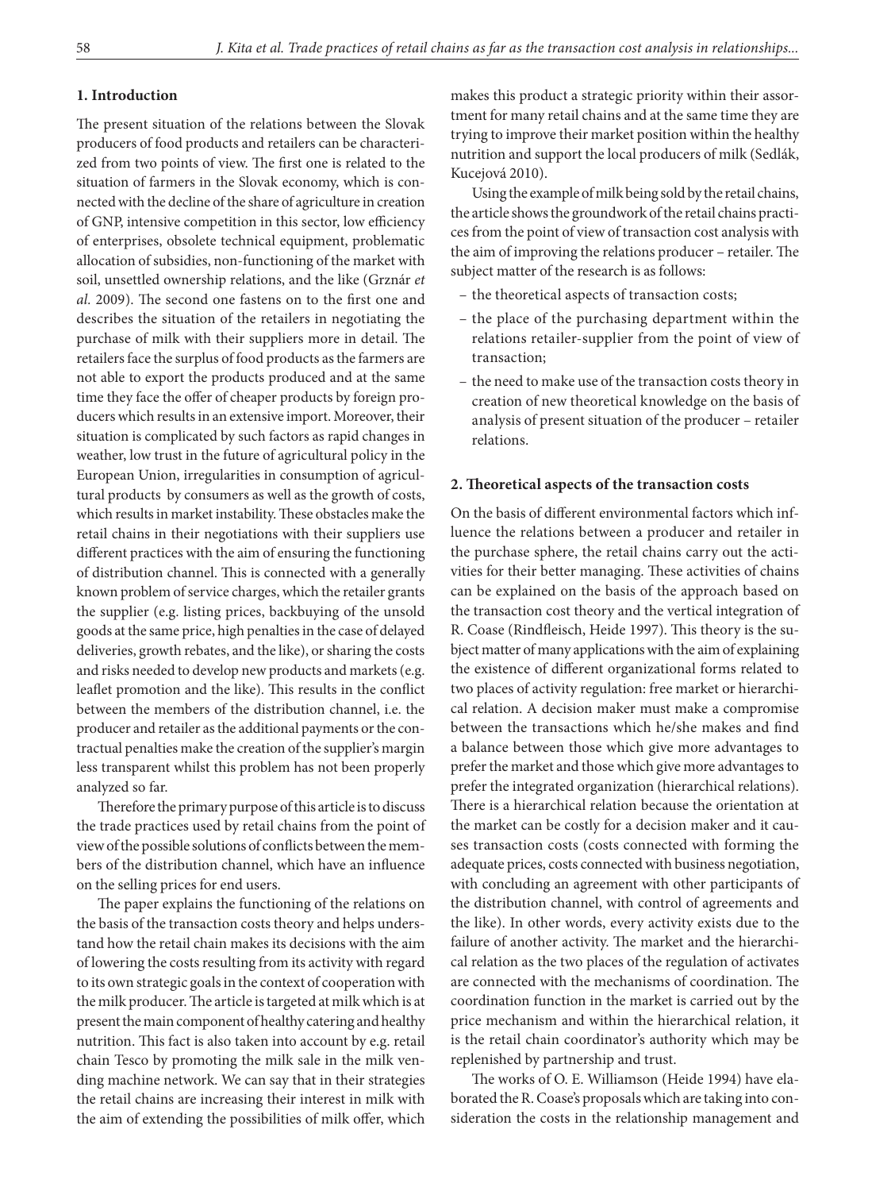## 1. Introduction

The present situation of the relations between the Slovak producers of food products and retailers can be characterized from two points of view. The first one is related to the situation of farmers in the Slovak economy, which is connected with the decline of the share of agriculture in creation of GNP, intensive competition in this sector, low efficiency of enterprises, obsolete technical equipment, problematic allocation of subsidies, non-functioning of the market with soil, unsettled ownership relations, and the like (Grznár *et al.* 2009). The second one fastens on to the first one and describes the situation of the retailers in negotiating the purchase of milk with their suppliers more in detail. The retailers face the surplus of food products as the farmers are not able to export the products produced and at the same time they face the offer of cheaper products by foreign producers which results in an extensive import. Moreover, their situation is complicated by such factors as rapid changes in weather, low trust in the future of agricultural policy in the European Union, irregularities in consumption of agricultural products by consumers as well as the growth of costs, which results in market instability. These obstacles make the retail chains in their negotiations with their suppliers use different practices with the aim of ensuring the functioning of distribution channel. This is connected with a generally known problem of service charges, which the retailer grants the supplier (e.g. listing prices, backbuying of the unsold goods at the same price, high penalties in the case of delayed deliveries, growth rebates, and the like), or sharing the costs and risks needed to develop new products and markets (e.g. leaflet promotion and the like). This results in the conflict between the members of the distribution channel, i.e. the producer and retailer as the additional payments or the contractual penalties make the creation of the supplier's margin less transparent whilst this problem has not been properly analyzed so far.

Therefore the primary purpose of this article is to discuss the trade practices used by retail chains from the point of view of the possible solutions of conflicts between the members of the distribution channel, which have an influence on the selling prices for end users.

The paper explains the functioning of the relations on the basis of the transaction costs theory and helps understand how the retail chain makes its decisions with the aim of lowering the costs resulting from its activity with regard to its own strategic goals in the context of cooperation with the milk producer. The article is targeted at milk which is at present the main component of healthy catering and healthy nutrition. This fact is also taken into account by e.g. retail chain Tesco by promoting the milk sale in the milk vending machine network. We can say that in their strategies the retail chains are increasing their interest in milk with the aim of extending the possibilities of milk offer, which makes this product a strategic priority within their assortment for many retail chains and at the same time they are trying to improve their market position within the healthy nutrition and support the local producers of milk (Sedlák, Kucejová 2010).

Using the example of milk being sold by the retail chains, the article shows the groundwork of the retail chains practices from the point of view of transaction cost analysis with the aim of improving the relations producer – retailer. The subject matter of the research is as follows:

- the theoretical aspects of transaction costs;
- the place of the purchasing department within the relations retailer-supplier from the point of view of transaction;
- the need to make use of the transaction costs theory in creation of new theoretical knowledge on the basis of analysis of present situation of the producer – retailer relations.

## 2. Theoretical aspects of the transaction costs

On the basis of different environmental factors which influence the relations between a producer and retailer in the purchase sphere, the retail chains carry out the activities for their better managing. These activities of chains can be explained on the basis of the approach based on the transaction cost theory and the vertical integration of R. Coase (Rindfleisch, Heide 1997). This theory is the subject matter of many applications with the aim of explaining the existence of different organizational forms related to two places of activity regulation: free market or hierarchical relation. A decision maker must make a compromise between the transactions which he/she makes and find a balance between those which give more advantages to prefer the market and those which give more advantages to prefer the integrated organization (hierarchical relations). There is a hierarchical relation because the orientation at the market can be costly for a decision maker and it causes transaction costs (costs connected with forming the adequate prices, costs connected with business negotiation, with concluding an agreement with other participants of the distribution channel, with control of agreements and the like). In other words, every activity exists due to the failure of another activity. The market and the hierarchical relation as the two places of the regulation of activates are connected with the mechanisms of coordination. The coordination function in the market is carried out by the price mechanism and within the hierarchical relation, it is the retail chain coordinator's authority which may be replenished by partnership and trust.

The works of O. E. Williamson (Heide 1994) have elaborated the R. Coase's proposals which are taking into consideration the costs in the relationship management and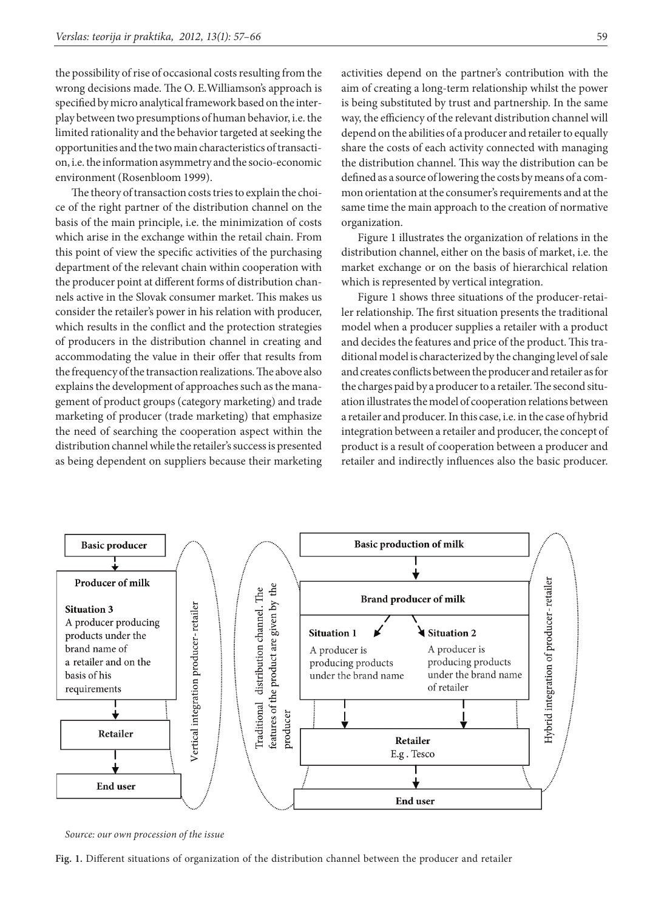the possibility of rise of occasional costs resulting from the wrong decisions made. The O. E.Williamson's approach is specified by micro analytical framework based on the interplay between two presumptions of human behavior, i.e. the limited rationality and the behavior targeted at seeking the opportunities and the two main characteristics of transaction, i.e. the information asymmetry and the socio-economic environment (Rosenbloom 1999).

The theory of transaction costs tries to explain the choice of the right partner of the distribution channel on the basis of the main principle, i.e. the minimization of costs which arise in the exchange within the retail chain. From this point of view the specific activities of the purchasing department of the relevant chain within cooperation with the producer point at different forms of distribution channels active in the Slovak consumer market. This makes us consider the retailer's power in his relation with producer, which results in the conflict and the protection strategies of producers in the distribution channel in creating and accommodating the value in their offer that results from the frequency of the transaction realizations. The above also explains the development of approaches such as the management of product groups (category marketing) and trade marketing of producer (trade marketing) that emphasize the need of searching the cooperation aspect within the distribution channel while the retailer's success is presented as being dependent on suppliers because their marketing activities depend on the partner's contribution with the aim of creating a long-term relationship whilst the power is being substituted by trust and partnership. In the same way, the efficiency of the relevant distribution channel will depend on the abilities of a producer and retailer to equally share the costs of each activity connected with managing the distribution channel. This way the distribution can be defined as a source of lowering the costs by means of a common orientation at the consumer's requirements and at the same time the main approach to the creation of normative organization.

Figure 1 illustrates the organization of relations in the distribution channel, either on the basis of market, i.e. the market exchange or on the basis of hierarchical relation which is represented by vertical integration.

Figure 1 shows three situations of the producer-retailer relationship. The first situation presents the traditional model when a producer supplies a retailer with a product and decides the features and price of the product. This traditional model is characterized by the changing level of sale and creates conflicts between the producer and retailer as for the charges paid by a producer to a retailer. The second situation illustrates the model of cooperation relations between a retailer and producer. In this case, i.e. in the case of hybrid integration between a retailer and producer, the concept of product is a result of cooperation between a producer and retailer and indirectly influences also the basic producer.

*Source: our own procession of the issue*

**Fig. 1.** Different situations of organization of the distribution channel between the producer and retailer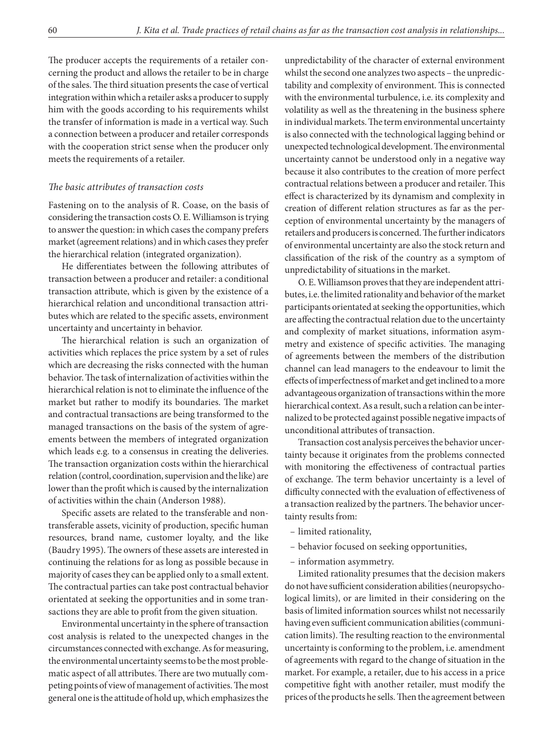The producer accepts the requirements of a retailer concerning the product and allows the retailer to be in charge of the sales. The third situation presents the case of vertical integration within which a retailer asks a producer to supply him with the goods according to his requirements whilst the transfer of information is made in a vertical way. Such a connection between a producer and retailer corresponds with the cooperation strict sense when the producer only meets the requirements of a retailer.

*The basic attributes of transaction costs*

Fastening on to the analysis of R. Coase, on the basis of considering the transaction costs O. E. Williamson is trying to answer the question: in which cases the company prefers market (agreement relations) and in which cases they prefer the hierarchical relation (integrated organization).

He differentiates between the following attributes of transaction between a producer and retailer: a conditional transaction attribute, which is given by the existence of a hierarchical relation and unconditional transaction attributes which are related to the specific assets, environment uncertainty and uncertainty in behavior.

The hierarchical relation is such an organization of activities which replaces the price system by a set of rules which are decreasing the risks connected with the human behavior. The task of internalization of activities within the hierarchical relation is not to eliminate the influence of the market but rather to modify its boundaries. The market and contractual transactions are being transformed to the managed transactions on the basis of the system of agreements between the members of integrated organization which leads e.g. to a consensus in creating the deliveries. The transaction organization costs within the hierarchical relation (control, coordination, supervision and the like) are lower than the profit which is caused by the internalization of activities within the chain (Anderson 1988).

Specific assets are related to the transferable and non-transferable assets, vicinity of production, specific human resources, brand name, customer loyalty, and the like (Baudry 1995). The owners of these assets are interested in continuing the relations for as long as possible because in majority of cases they can be applied only to a small extent. The contractual parties can take post contractual behavior orientated at seeking the opportunities and in some transactions they are able to profit from the given situation.

Environmental uncertainty in the sphere of transaction cost analysis is related to the unexpected changes in the circumstances connected with exchange. As for measuring, the environmental uncertainty seems to be the most problematic aspect of all attributes. There are two mutually competing points of view of management of activities. The most general one is the attitude of hold up, which emphasizes the unpredictability of the character of external environment whilst the second one analyzes two aspects – the unpredictability and complexity of environment. This is connected with the environmental turbulence, i.e. its complexity and volatility as well as the threatening in the business sphere in individual markets. The term environmental uncertainty is also connected with the technological lagging behind or unexpected technological development. The environmental uncertainty cannot be understood only in a negative way because it also contributes to the creation of more perfect contractual relations between a producer and retailer. This effect is characterized by its dynamism and complexity in creation of different relation structures as far as the perception of environmental uncertainty by the managers of retailers and producers is concerned. The further indicators of environmental uncertainty are also the stock return and classification of the risk of the country as a symptom of unpredictability of situations in the market.

O. E. Williamson proves that they are independent attributes, i.e. the limited rationality and behavior of the market participants orientated at seeking the opportunities, which are affecting the contractual relation due to the uncertainty and complexity of market situations, information asymmetry and existence of specific activities. The managing of agreements between the members of the distribution channel can lead managers to the endeavour to limit the effects of imperfectness of market and get inclined to a more advantageous organization of transactions within the more hierarchical context. As a result, such a relation can be internalized to be protected against possible negative impacts of unconditional attributes of transaction.

Transaction cost analysis perceives the behavior uncertainty because it originates from the problems connected with monitoring the effectiveness of contractual parties of exchange. The term behavior uncertainty is a level of difficulty connected with the evaluation of effectiveness of a transaction realized by the partners. The behavior uncertainty results from:

- limited rationality,
- behavior focused on seeking opportunities,
- information asymmetry.

Limited rationality presumes that the decision makers do not have sufficient consideration abilities (neuropsychological limits), or are limited in their considering on the basis of limited information sources whilst not necessarily having even sufficient communication abilities (communication limits). The resulting reaction to the environmental uncertainty is conforming to the problem, i.e. amendment of agreements with regard to the change of situation in the market. For example, a retailer, due to his access in a price competitive fight with another retailer, must modify the prices of the products he sells. Then the agreement between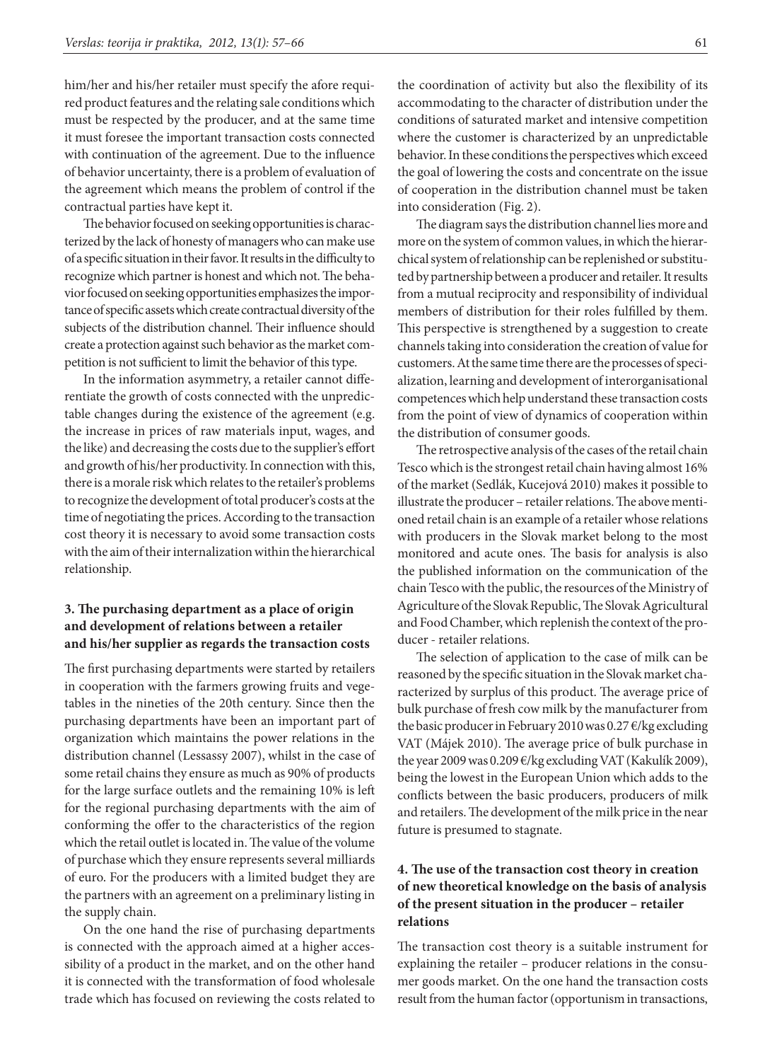him/her and his/her retailer must specify the afore required product features and the relating sale conditions which must be respected by the producer, and at the same time it must foresee the important transaction costs connected with continuation of the agreement. Due to the influence of behavior uncertainty, there is a problem of evaluation of the agreement which means the problem of control if the contractual parties have kept it.

The behavior focused on seeking opportunities is characterized by the lack of honesty of managers who can make use of a specific situation in their favor. It results in the difficulty to recognize which partner is honest and which not. The behavior focused on seeking opportunities emphasizes the importance of specific assets which create contractual diversity of the subjects of the distribution channel. Their influence should create a protection against such behavior as the market competition is not sufficient to limit the behavior of this type.

In the information asymmetry, a retailer cannot differentiate the growth of costs connected with the unpredictable changes during the existence of the agreement (e.g. the increase in prices of raw materials input, wages, and the like) and decreasing the costs due to the supplier's effort and growth of his/her productivity. In connection with this, there is a morale risk which relates to the retailer's problems to recognize the development of total producer's costs at the time of negotiating the prices. According to the transaction cost theory it is necessary to avoid some transaction costs with the aim of their internalization within the hierarchical relationship.

## 3. The purchasing department as a place of origin and development of relations between a retailer and his/her supplier as regards the transaction costs

The first purchasing departments were started by retailers in cooperation with the farmers growing fruits and vegetables in the nineties of the 20th century. Since then the purchasing departments have been an important part of organization which maintains the power relations in the distribution channel (Lessassy 2007), whilst in the case of some retail chains they ensure as much as 90% of products for the large surface outlets and the remaining 10% is left for the regional purchasing departments with the aim of conforming the offer to the characteristics of the region which the retail outlet is located in. The value of the volume of purchase which they ensure represents several milliards of euro. For the producers with a limited budget they are the partners with an agreement on a preliminary listing in the supply chain.

On the one hand the rise of purchasing departments is connected with the approach aimed at a higher accessibility of a product in the market, and on the other hand it is connected with the transformation of food wholesale trade which has focused on reviewing the costs related to the coordination of activity but also the flexibility of its accommodating to the character of distribution under the conditions of saturated market and intensive competition where the customer is characterized by an unpredictable behavior. In these conditions the perspectives which exceed the goal of lowering the costs and concentrate on the issue of cooperation in the distribution channel must be taken into consideration (Fig. 2).

The diagram says the distribution channel lies more and more on the system of common values, in which the hierarchical system of relationship can be replenished or substituted by partnership between a producer and retailer. It results from a mutual reciprocity and responsibility of individual members of distribution for their roles fulfilled by them. This perspective is strengthened by a suggestion to create channels taking into consideration the creation of value for customers. At the same time there are the processes of specialization, learning and development of interorganisational competences which help understand these transaction costs from the point of view of dynamics of cooperation within the distribution of consumer goods.

The retrospective analysis of the cases of the retail chain Tesco which is the strongest retail chain having almost 16% of the market (Sedlák, Kucejová 2010) makes it possible to illustrate the producer – retailer relations. The above mentioned retail chain is an example of a retailer whose relations with producers in the Slovak market belong to the most monitored and acute ones. The basis for analysis is also the published information on the communication of the chain Tesco with the public, the resources of the Ministry of Agriculture of the Slovak Republic, The Slovak Agricultural and Food Chamber, which replenish the context of the producer - retailer relations.

The selection of application to the case of milk can be reasoned by the specific situation in the Slovak market characterized by surplus of this product. The average price of bulk purchase of fresh cow milk by the manufacturer from the basic producer in February 2010 was 0.27 €/kg excluding VAT (Májek 2010). The average price of bulk purchase in the year 2009 was 0.209 €/kg excluding VAT (Kakulík 2009), being the lowest in the European Union which adds to the conflicts between the basic producers, producers of milk and retailers. The development of the milk price in the near future is presumed to stagnate.

## 4. The use of the transaction cost theory in creation of new theoretical knowledge on the basis of analysis of the present situation in the producer – retailer relations

The transaction cost theory is a suitable instrument for explaining the retailer – producer relations in the consumer goods market. On the one hand the transaction costs result from the human factor (opportunism in transactions,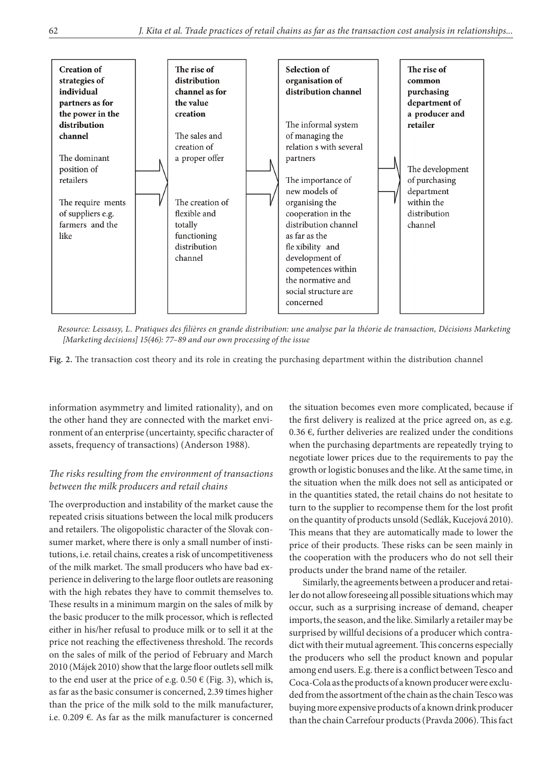**Creation of strategies of individual partners as for the power in the distribution channel**

The dominant position of retailers

The require ments of suppliers e.g. farmers and the like

**The rise of distribution channel as for the value creation**

The sales and creation of a proper offer

The creation of flexible and totally functioning distribution channel

**Selection of organisation of distribution channel**

The informal system of managing the relation s with several partners

The importance of new models of organising the cooperation in the distribution channel as far as the fle xibility and development of competences within the normative and social structure are concerned

**The rise of common purchasing department of a producer and retailer**

The development of purchasing department within the distribution channel

*Resource: Lessassy, L. Pratiques des filières en grande distribution: une analyse par la théorie de transaction, Décisions Marketing [Marketing decisions] 15(46): 77–89 and our own processing of the issue*

**Fig. 2.** The transaction cost theory and its role in creating the purchasing department within the distribution channel

information asymmetry and limited rationality), and on the other hand they are connected with the market environment of an enterprise (uncertainty, specific character of assets, frequency of transactions) (Anderson 1988).

### *The risks resulting from the environment of transactions between the milk producers and retail chains*

The overproduction and instability of the market cause the repeated crisis situations between the local milk producers and retailers. The oligopolistic character of the Slovak consumer market, where there is only a small number of institutions, i.e. retail chains, creates a risk of uncompetitiveness of the milk market. The small producers who have bad experience in delivering to the large floor outlets are reasoning with the high rebates they have to commit themselves to. These results in a minimum margin on the sales of milk by the basic producer to the milk processor, which is reflected either in his/her refusal to produce milk or to sell it at the price not reaching the effectiveness threshold. The records on the sales of milk of the period of February and March 2010 (Májek 2010) show that the large floor outlets sell milk to the end user at the price of e.g. 0.50 € (Fig. 3), which is, as far as the basic consumer is concerned, 2.39 times higher than the price of the milk sold to the milk manufacturer, i.e. 0.209 €. As far as the milk manufacturer is concerned the situation becomes even more complicated, because if the first delivery is realized at the price agreed on, as e.g. 0.36 €, further deliveries are realized under the conditions when the purchasing departments are repeatedly trying to negotiate lower prices due to the requirements to pay the growth or logistic bonuses and the like. At the same time, in the situation when the milk does not sell as anticipated or in the quantities stated, the retail chains do not hesitate to turn to the supplier to recompense them for the lost profit on the quantity of products unsold (Sedlák, Kucejová 2010). This means that they are automatically made to lower the price of their products. These risks can be seen mainly in the cooperation with the producers who do not sell their products under the brand name of the retailer.

Similarly, the agreements between a producer and retailer do not allow foreseeing all possible situations which may occur, such as a surprising increase of demand, cheaper imports, the season, and the like. Similarly a retailer may be surprised by willful decisions of a producer which contradict with their mutual agreement. This concerns especially the producers who sell the product known and popular among end users. E.g. there is a conflict between Tesco and Coca-Cola as the products of a known producer were excluded from the assortment of the chain as the chain Tesco was buying more expensive products of a known drink producer than the chain Carrefour products (Pravda 2006). This fact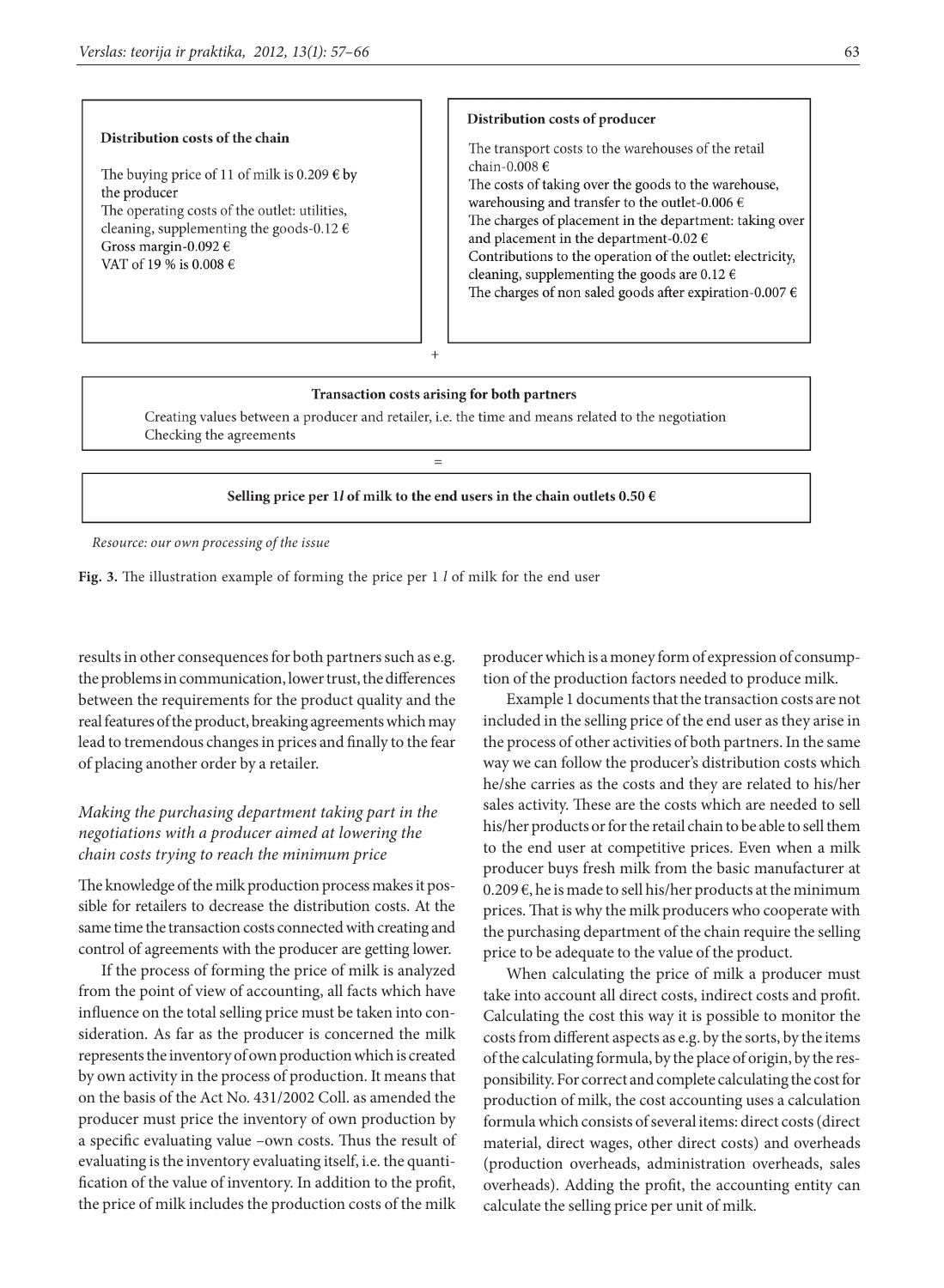**Distribution costs of the chain**

The buying price of 1l of milk is 0.209 € by the producer
The operating costs of the outlet: utilities, cleaning, supplementing the goods-0.12 €
Gross margin-0.092 €
VAT of 19 % is 0.008 €

**Distribution costs of producer**

The transport costs to the warehouses of the retail chain-0.008 €
The costs of taking over the goods to the warehouse, warehousing and transfer to the outlet-0.006 €
The charges of placement in the department: taking over and placement in the department-0.02 €
Contributions to the operation of the outlet: electricity, cleaning, supplementing the goods are 0.12 €
The charges of non saled goods after expiration-0.007 €

+

**Transaction costs arising for both partners**

Creating values between a producer and retailer, i.e. the time and means related to the negotiation
Checking the agreements

=

**Selling price per 1*l* of milk to the end users in the chain outlets 0.50 €**

*Resource: our own processing of the issue*

**Fig. 3.** The illustration example of forming the price per 1 *l* of milk for the end user

results in other consequences for both partners such as e.g. the problems in communication, lower trust, the differences between the requirements for the product quality and the real features of the product, breaking agreements which may lead to tremendous changes in prices and finally to the fear of placing another order by a retailer.

### *Making the purchasing department taking part in the negotiations with a producer aimed at lowering the chain costs trying to reach the minimum price*

The knowledge of the milk production process makes it possible for retailers to decrease the distribution costs. At the same time the transaction costs connected with creating and control of agreements with the producer are getting lower.

If the process of forming the price of milk is analyzed from the point of view of accounting, all facts which have influence on the total selling price must be taken into consideration. As far as the producer is concerned the milk represents the inventory of own production which is created by own activity in the process of production. It means that on the basis of the Act No. 431/2002 Coll. as amended the producer must price the inventory of own production by a specific evaluating value –own costs. Thus the result of evaluating is the inventory evaluating itself, i.e. the quantification of the value of inventory. In addition to the profit, the price of milk includes the production costs of the milk producer which is a money form of expression of consumption of the production factors needed to produce milk.

Example 1 documents that the transaction costs are not included in the selling price of the end user as they arise in the process of other activities of both partners. In the same way we can follow the producer's distribution costs which he/she carries as the costs and they are related to his/her sales activity. These are the costs which are needed to sell his/her products or for the retail chain to be able to sell them to the end user at competitive prices. Even when a milk producer buys fresh milk from the basic manufacturer at 0.209 €, he is made to sell his/her products at the minimum prices. That is why the milk producers who cooperate with the purchasing department of the chain require the selling price to be adequate to the value of the product.

When calculating the price of milk a producer must take into account all direct costs, indirect costs and profit. Calculating the cost this way it is possible to monitor the costs from different aspects as e.g. by the sorts, by the items of the calculating formula, by the place of origin, by the responsibility. For correct and complete calculating the cost for production of milk, the cost accounting uses a calculation formula which consists of several items: direct costs (direct material, direct wages, other direct costs) and overheads (production overheads, administration overheads, sales overheads). Adding the profit, the accounting entity can calculate the selling price per unit of milk.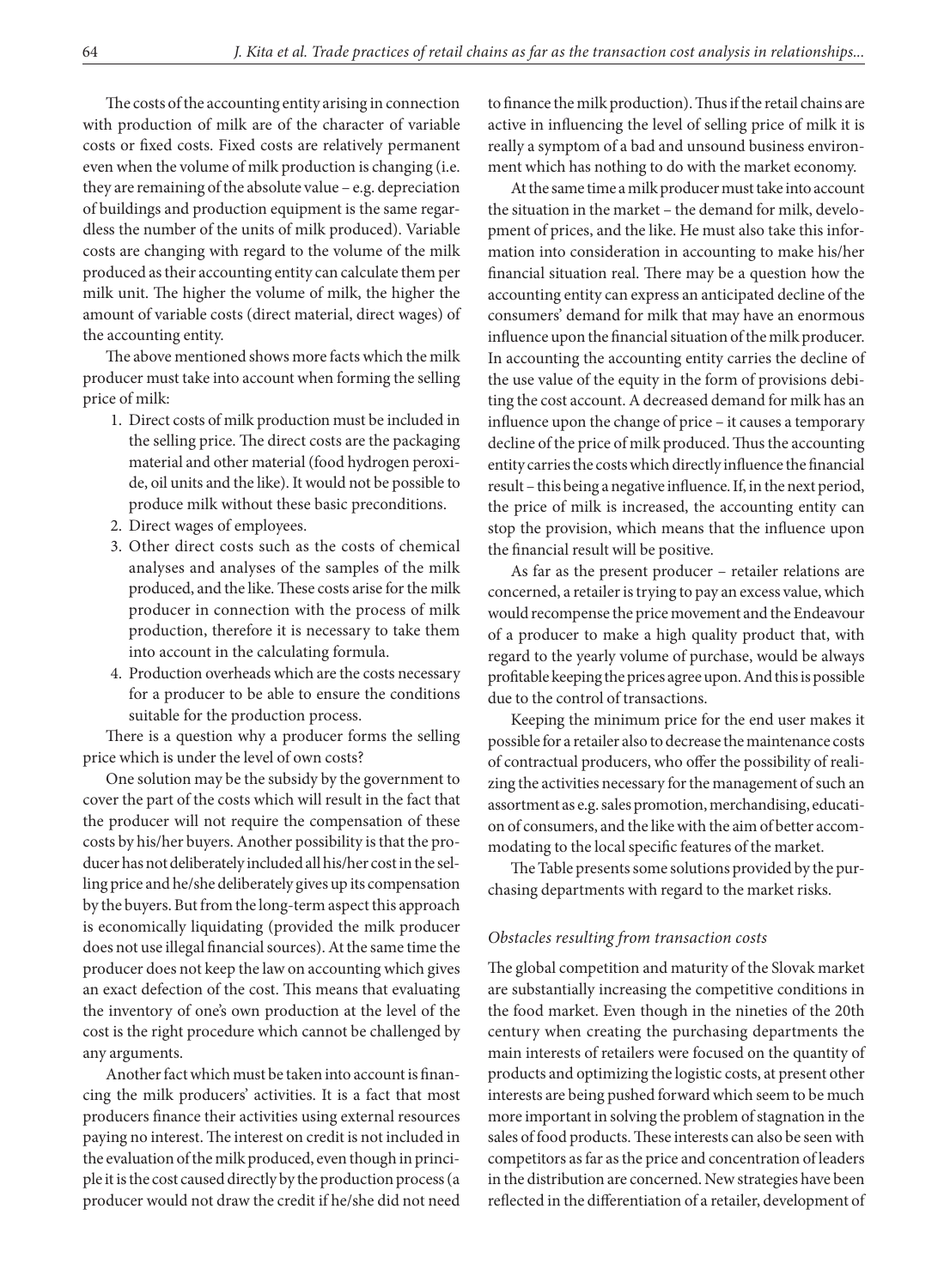The costs of the accounting entity arising in connection with production of milk are of the character of variable costs or fixed costs. Fixed costs are relatively permanent even when the volume of milk production is changing (i.e. they are remaining of the absolute value – e.g. depreciation of buildings and production equipment is the same regardless the number of the units of milk produced). Variable costs are changing with regard to the volume of the milk produced as their accounting entity can calculate them per milk unit. The higher the volume of milk, the higher the amount of variable costs (direct material, direct wages) of the accounting entity.

The above mentioned shows more facts which the milk producer must take into account when forming the selling price of milk:

1. Direct costs of milk production must be included in the selling price. The direct costs are the packaging material and other material (food hydrogen peroxide, oil units and the like). It would not be possible to produce milk without these basic preconditions.
2. Direct wages of employees.
3. Other direct costs such as the costs of chemical analyses and analyses of the samples of the milk produced, and the like. These costs arise for the milk producer in connection with the process of milk production, therefore it is necessary to take them into account in the calculating formula.
4. Production overheads which are the costs necessary for a producer to be able to ensure the conditions suitable for the production process.

There is a question why a producer forms the selling price which is under the level of own costs?

One solution may be the subsidy by the government to cover the part of the costs which will result in the fact that the producer will not require the compensation of these costs by his/her buyers. Another possibility is that the producer has not deliberately included all his/her cost in the selling price and he/she deliberately gives up its compensation by the buyers. But from the long-term aspect this approach is economically liquidating (provided the milk producer does not use illegal financial sources). At the same time the producer does not keep the law on accounting which gives an exact defection of the cost. This means that evaluating the inventory of one's own production at the level of the cost is the right procedure which cannot be challenged by any arguments.

Another fact which must be taken into account is financing the milk producers' activities. It is a fact that most producers finance their activities using external resources paying no interest. The interest on credit is not included in the evaluation of the milk produced, even though in principle it is the cost caused directly by the production process (a producer would not draw the credit if he/she did not need to finance the milk production). Thus if the retail chains are active in influencing the level of selling price of milk it is really a symptom of a bad and unsound business environment which has nothing to do with the market economy.

At the same time a milk producer must take into account the situation in the market – the demand for milk, development of prices, and the like. He must also take this information into consideration in accounting to make his/her financial situation real. There may be a question how the accounting entity can express an anticipated decline of the consumers' demand for milk that may have an enormous influence upon the financial situation of the milk producer. In accounting the accounting entity carries the decline of the use value of the equity in the form of provisions debiting the cost account. A decreased demand for milk has an influence upon the change of price – it causes a temporary decline of the price of milk produced. Thus the accounting entity carries the costs which directly influence the financial result – this being a negative influence. If, in the next period, the price of milk is increased, the accounting entity can stop the provision, which means that the influence upon the financial result will be positive.

As far as the present producer – retailer relations are concerned, a retailer is trying to pay an excess value, which would recompense the price movement and the Endeavour of a producer to make a high quality product that, with regard to the yearly volume of purchase, would be always profitable keeping the prices agree upon. And this is possible due to the control of transactions.

Keeping the minimum price for the end user makes it possible for a retailer also to decrease the maintenance costs of contractual producers, who offer the possibility of realizing the activities necessary for the management of such an assortment as e.g. sales promotion, merchandising, education of consumers, and the like with the aim of better accommodating to the local specific features of the market.

The Table presents some solutions provided by the purchasing departments with regard to the market risks.

*Obstacles resulting from transaction costs*

The global competition and maturity of the Slovak market are substantially increasing the competitive conditions in the food market. Even though in the nineties of the 20th century when creating the purchasing departments the main interests of retailers were focused on the quantity of products and optimizing the logistic costs, at present other interests are being pushed forward which seem to be much more important in solving the problem of stagnation in the sales of food products. These interests can also be seen with competitors as far as the price and concentration of leaders in the distribution are concerned. New strategies have been reflected in the differentiation of a retailer, development of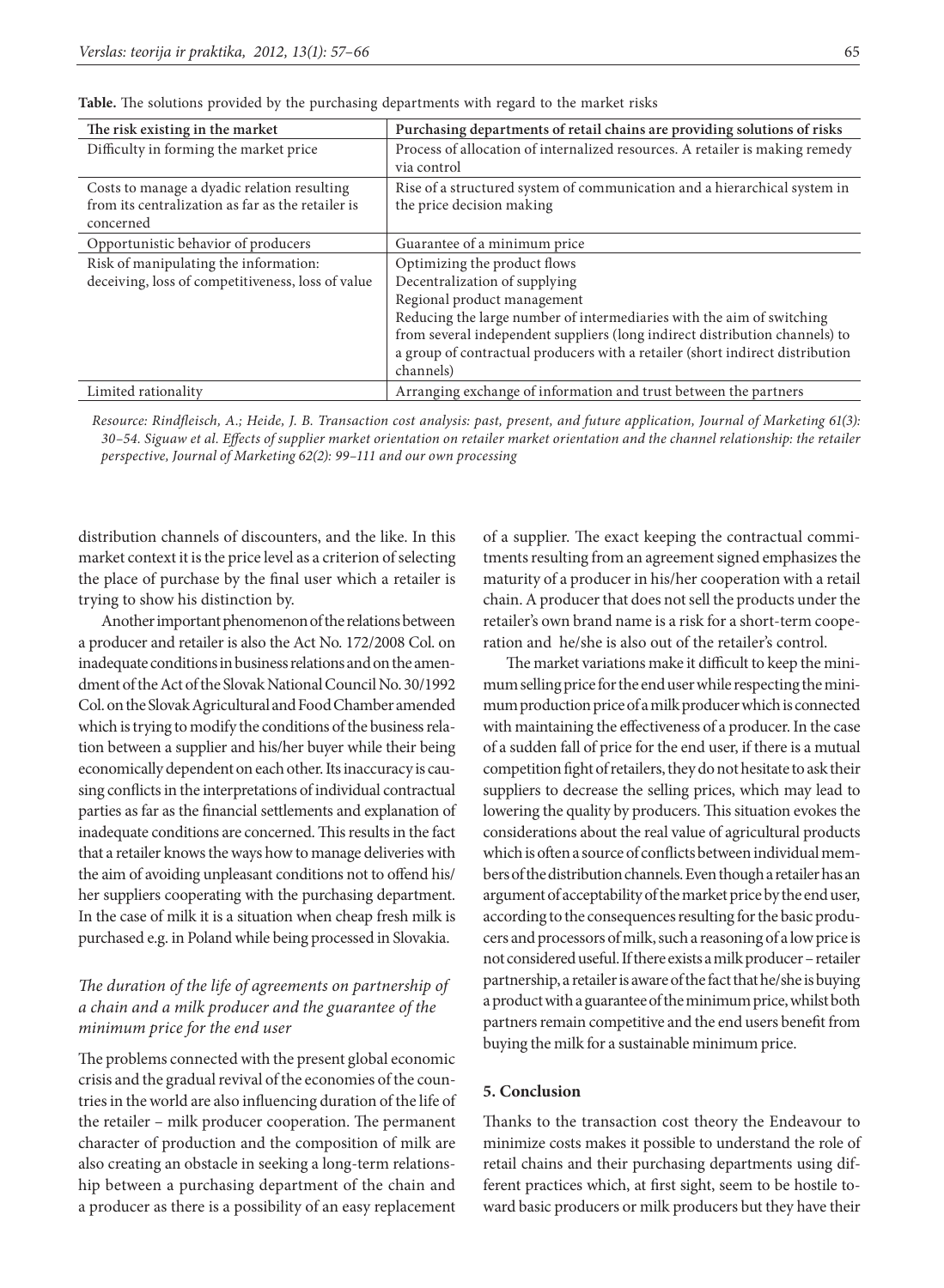**Table.** The solutions provided by the purchasing departments with regard to the market risks

| The risk existing in the market | Purchasing departments of retail chains are providing solutions of risks |
|---|---|
| Difficulty in forming the market price | Process of allocation of internalized resources. A retailer is making remedy via control |
| Costs to manage a dyadic relation resulting from its centralization as far as the retailer is concerned | Rise of a structured system of communication and a hierarchical system in the price decision making |
| Opportunistic behavior of producers | Guarantee of a minimum price |
| Risk of manipulating the information: deceiving, loss of competitiveness, loss of value | Optimizing the product flows<br>Decentralization of supplying<br>Regional product management<br>Reducing the large number of intermediaries with the aim of switching from several independent suppliers (long indirect distribution channels) to a group of contractual producers with a retailer (short indirect distribution channels) |
| Limited rationality | Arranging exchange of information and trust between the partners |

*Resource: Rindfleisch, A.; Heide, J. B. Transaction cost analysis: past, present, and future application, Journal of Marketing 61(3): 30–54. Siguaw et al. Effects of supplier market orientation on retailer market orientation and the channel relationship: the retailer perspective, Journal of Marketing 62(2): 99–111 and our own processing*

distribution channels of discounters, and the like. In this market context it is the price level as a criterion of selecting the place of purchase by the final user which a retailer is trying to show his distinction by.

Another important phenomenon of the relations between a producer and retailer is also the Act No. 172/2008 Col. on inadequate conditions in business relations and on the amendment of the Act of the Slovak National Council No. 30/1992 Col. on the Slovak Agricultural and Food Chamber amended which is trying to modify the conditions of the business relation between a supplier and his/her buyer while their being economically dependent on each other. Its inaccuracy is causing conflicts in the interpretations of individual contractual parties as far as the financial settlements and explanation of inadequate conditions are concerned. This results in the fact that a retailer knows the ways how to manage deliveries with the aim of avoiding unpleasant conditions not to offend his/her suppliers cooperating with the purchasing department. In the case of milk it is a situation when cheap fresh milk is purchased e.g. in Poland while being processed in Slovakia.

### *The duration of the life of agreements on partnership of a chain and a milk producer and the guarantee of the minimum price for the end user*

The problems connected with the present global economic crisis and the gradual revival of the economies of the countries in the world are also influencing duration of the life of the retailer – milk producer cooperation. The permanent character of production and the composition of milk are also creating an obstacle in seeking a long-term relationship between a purchasing department of the chain and a producer as there is a possibility of an easy replacement of a supplier. The exact keeping the contractual commitments resulting from an agreement signed emphasizes the maturity of a producer in his/her cooperation with a retail chain. A producer that does not sell the products under the retailer's own brand name is a risk for a short-term cooperation and he/she is also out of the retailer's control.

The market variations make it difficult to keep the minimum selling price for the end user while respecting the minimum production price of a milk producer which is connected with maintaining the effectiveness of a producer. In the case of a sudden fall of price for the end user, if there is a mutual competition fight of retailers, they do not hesitate to ask their suppliers to decrease the selling prices, which may lead to lowering the quality by producers. This situation evokes the considerations about the real value of agricultural products which is often a source of conflicts between individual members of the distribution channels. Even though a retailer has an argument of acceptability of the market price by the end user, according to the consequences resulting for the basic producers and processors of milk, such a reasoning of a low price is not considered useful. If there exists a milk producer – retailer partnership, a retailer is aware of the fact that he/she is buying a product with a guarantee of the minimum price, whilst both partners remain competitive and the end users benefit from buying the milk for a sustainable minimum price.

## 5. Conclusion

Thanks to the transaction cost theory the Endeavour to minimize costs makes it possible to understand the role of retail chains and their purchasing departments using different practices which, at first sight, seem to be hostile toward basic producers or milk producers but they have their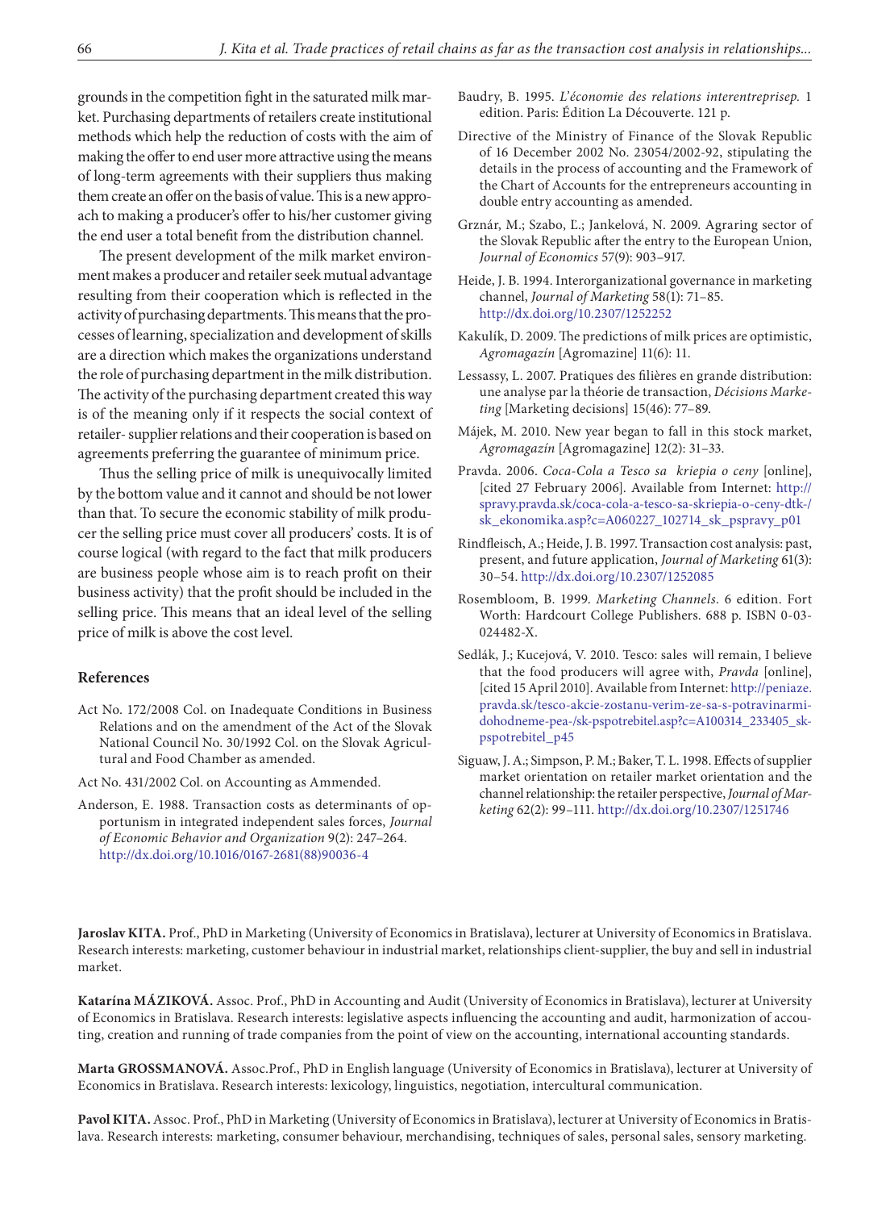grounds in the competition fight in the saturated milk market. Purchasing departments of retailers create institutional methods which help the reduction of costs with the aim of making the offer to end user more attractive using the means of long-term agreements with their suppliers thus making them create an offer on the basis of value. This is a new approach to making a producer's offer to his/her customer giving the end user a total benefit from the distribution channel.

The present development of the milk market environment makes a producer and retailer seek mutual advantage resulting from their cooperation which is reflected in the activity of purchasing departments. This means that the processes of learning, specialization and development of skills are a direction which makes the organizations understand the role of purchasing department in the milk distribution. The activity of the purchasing department created this way is of the meaning only if it respects the social context of retailer- supplier relations and their cooperation is based on agreements preferring the guarantee of minimum price.

Thus the selling price of milk is unequivocally limited by the bottom value and it cannot and should be not lower than that. To secure the economic stability of milk producer the selling price must cover all producers' costs. It is of course logical (with regard to the fact that milk producers are business people whose aim is to reach profit on their business activity) that the profit should be included in the selling price. This means that an ideal level of the selling price of milk is above the cost level.

## References

Act No. 172/2008 Col. on Inadequate Conditions in Business Relations and on the amendment of the Act of the Slovak National Council No. 30/1992 Col. on the Slovak Agricultural and Food Chamber as amended.

Act No. 431/2002 Col. on Accounting as Ammended.

Anderson, E. 1988. Transaction costs as determinants of opportunism in integrated independent sales forces, *Journal of Economic Behavior and Organization* 9(2): 247–264. http://dx.doi.org/10.1016/0167-2681(88)90036-4

Baudry, B. 1995. *L'économie des relations interentreprisep.* 1 edition. Paris: Édition La Découverte. 121 p.

Directive of the Ministry of Finance of the Slovak Republic of 16 December 2002 No. 23054/2002-92, stipulating the details in the process of accounting and the Framework of the Chart of Accounts for the entrepreneurs accounting in double entry accounting as amended.

Gznár, M.; Szabo, Ľ.; Jankelová, N. 2009. Agraring sector of the Slovak Republic after the entry to the European Union, *Journal of Economics* 57(9): 903–917.

Heide, J. B. 1994. Interorganizational governance in marketing channel, *Journal of Marketing* 58(1): 71–85. http://dx.doi.org/10.2307/1252252

Kakulík, D. 2009. The predictions of milk prices are optimistic, *Agromagazín* [Agromazine] 11(6): 11.

Lessassy, L. 2007. Pratiques des filières en grande distribution: une analyse par la théorie de transaction, *Décisions Marketing* [Marketing decisions] 15(46): 77–89.

Májek, M. 2010. New year began to fall in this stock market, *Agromagazín* [Agromagazine] 12(2): 31–33.

Pravda. 2006. *Coca-Cola a Tesco sa kriepia o ceny* [online], [cited 27 February 2006]. Available from Internet: http://spravy.pravda.sk/coca-cola-a-tesco-sa-skriepia-o-ceny-dtk-/sk_ekonomika.asp?c=A060227_102714_sk_pspravy_p01

Rindfleisch, A.; Heide, J. B. 1997. Transaction cost analysis: past, present, and future application, *Journal of Marketing* 61(3): 30–54. http://dx.doi.org/10.2307/1252085

Rosembloom, B. 1999. *Marketing Channels.* 6 edition. Fort Worth: Hardcourt College Publishers. 688 p. ISBN 0-03-024482-X.

Sedlák, J.; Kucejová, V. 2010. Tesco: sales will remain, I believe that the food producers will agree with, *Pravda* [online], [cited 15 April 2010]. Available from Internet: http://peniaze.pravda.sk/tesco-akcie-zostanu-verim-ze-sa-s-potravinarmi-dohodneme-pea-/sk-pspotrebitel.asp?c=A100314_233405_sk-pspotrebitel_p45

Siguaw, J. A.; Simpson, P. M.; Baker, T. L. 1998. Effects of supplier market orientation on retailer market orientation and the channel relationship: the retailer perspective, *Journal of Marketing* 62(2): 99–111. http://dx.doi.org/10.2307/1251746

**Jaroslav KITA.** Prof., PhD in Marketing (University of Economics in Bratislava), lecturer at University of Economics in Bratislava. Research interests: marketing, customer behaviour in industrial market, relationships client-supplier, the buy and sell in industrial market.

**Katarína MÁZIKOVÁ.** Assoc. Prof., PhD in Accounting and Audit (University of Economics in Bratislava), lecturer at University of Economics in Bratislava. Research interests: legislative aspects influencing the accounting and audit, harmonization of accouting, creation and running of trade companies from the point of view on the accounting, international accounting standards.

**Marta GROSSMANOVÁ.** Assoc.Prof., PhD in English language (University of Economics in Bratislava), lecturer at University of Economics in Bratislava. Research interests: lexicology, linguistics, negotiation, intercultural communication.

**Pavol KITA.** Assoc. Prof., PhD in Marketing (University of Economics in Bratislava), lecturer at University of Economics in Bratislava. Research interests: marketing, consumer behaviour, merchandising, techniques of sales, personal sales, sensory marketing.